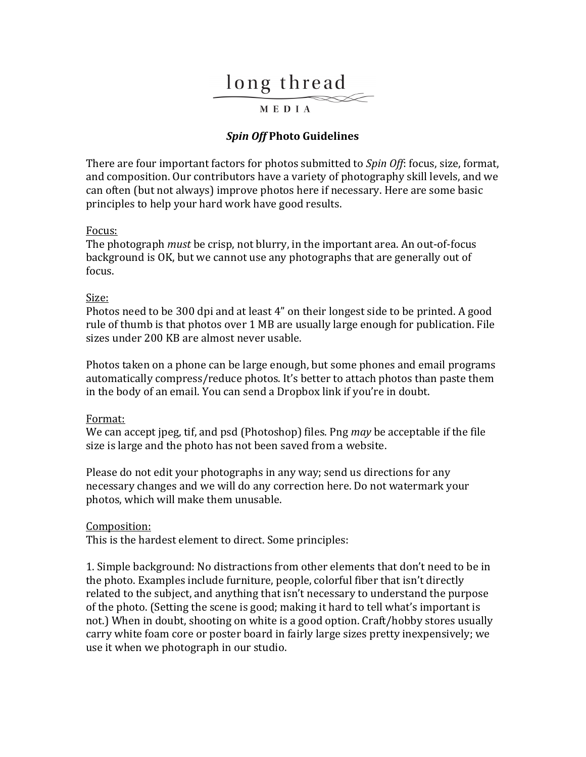long thread

MEDIA

## *Spin Off* Photo Guidelines

There are four important factors for photos submitted to *Spin Off*: focus, size, format, and composition. Our contributors have a variety of photography skill levels, and we can often (but not always) improve photos here if necessary. Here are some basic principles to help your hard work have good results.

### Focus:

The photograph *must* be crisp, not blurry, in the important area. An out-of-focus background is OK, but we cannot use any photographs that are generally out of focus.

### Size:

Photos need to be 300 dpi and at least 4" on their longest side to be printed. A good rule of thumb is that photos over 1 MB are usually large enough for publication. File sizes under 200 KB are almost never usable.

Photos taken on a phone can be large enough, but some phones and email programs automatically compress/reduce photos. It's better to attach photos than paste them in the body of an email. You can send a Dropbox link if you're in doubt.

### Format:

We can accept jpeg, tif, and psd (Photoshop) files. Png *may* be acceptable if the file size is large and the photo has not been saved from a website.

Please do not edit your photographs in any way; send us directions for any necessary changes and we will do any correction here. Do not watermark your photos, which will make them unusable.

### Composition:

This is the hardest element to direct. Some principles:

1. Simple background: No distractions from other elements that don't need to be in the photo. Examples include furniture, people, colorful fiber that isn't directly related to the subject, and anything that isn't necessary to understand the purpose of the photo. (Setting the scene is good; making it hard to tell what's important is not.) When in doubt, shooting on white is a good option. Craft/hobby stores usually carry white foam core or poster board in fairly large sizes pretty inexpensively; we use it when we photograph in our studio.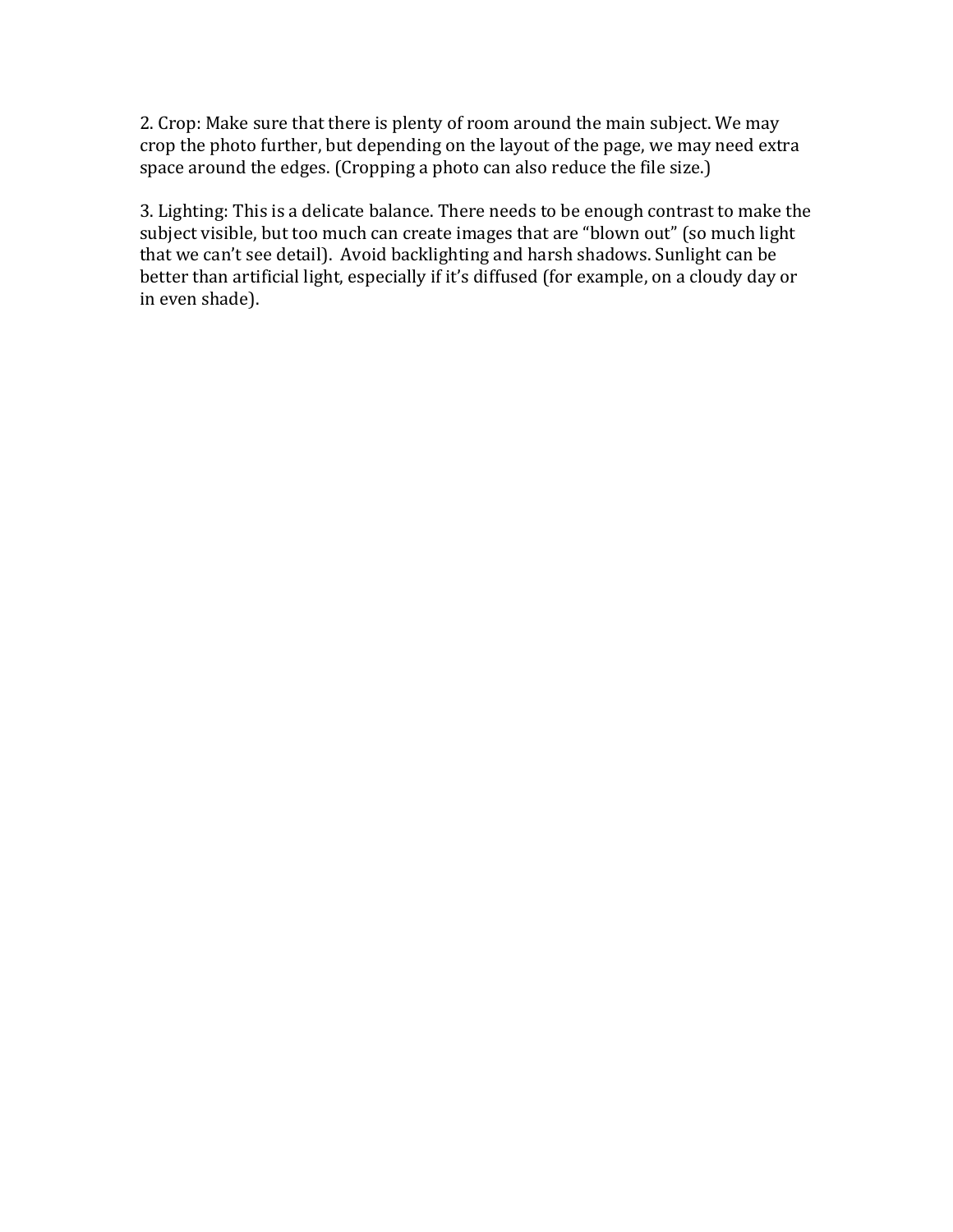2. Crop: Make sure that there is plenty of room around the main subject. We may crop the photo further, but depending on the layout of the page, we may need extra space around the edges. (Cropping a photo can also reduce the file size.)

3. Lighting: This is a delicate balance. There needs to be enough contrast to make the subject visible, but too much can create images that are "blown out" (so much light that we can't see detail). Avoid backlighting and harsh shadows. Sunlight can be better than artificial light, especially if it's diffused (for example, on a cloudy day or in even shade).